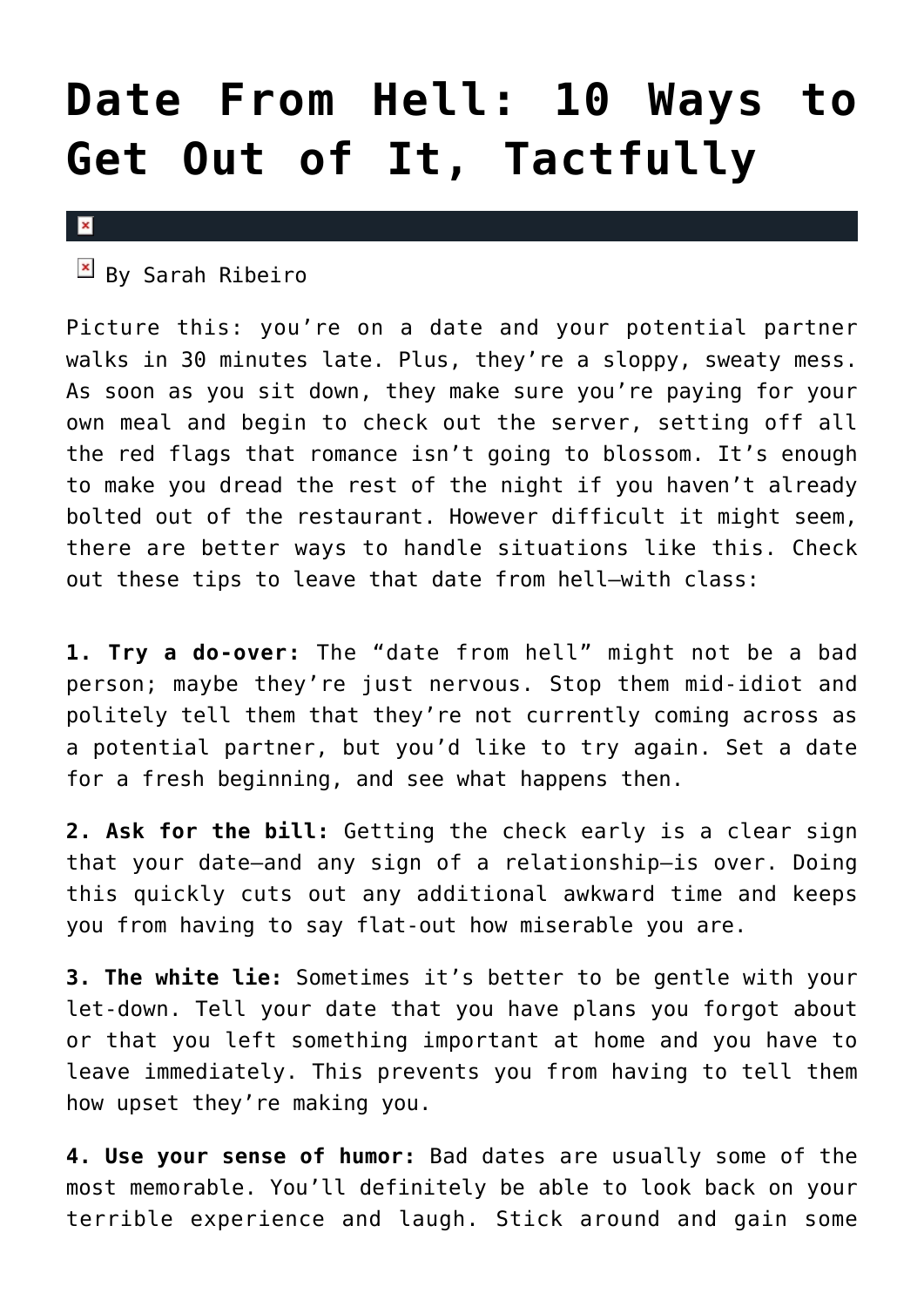# Date From Hell: 10 Ways to Get Out of It, Tactfully

By Sarah Ribeiro

Picture this: you're on a date and your potential partner walks in 30 minutes late. Plus, they're a sloppy, sweaty mess. As soon as you sit down, they make sure you're paying for your own meal and begin to check out the server, setting off all the red flags that romance isn't going to blossom. It's enough to make you dread the rest of the night if you haven't already bolted out of the restaurant. However difficult it might seem, there are better ways to handle situations like this. Check out these tips to leave that date from hell—with class:

**1. Try a do-over:** The "date from hell" might not be a bad person; maybe they're just nervous. Stop them mid-idiot and politely tell them that they're not currently coming across as a potential partner, but you'd like to try again. Set a date for a fresh beginning, and see what happens then.

**2. Ask for the bill:** Getting the check early is a clear sign that your date—and any sign of a relationship—is over. Doing this quickly cuts out any additional awkward time and keeps you from having to say flat-out how miserable you are.

**3. The white lie:** Sometimes it's better to be gentle with your let-down. Tell your date that you have plans you forgot about or that you left something important at home and you have to leave immediately. This prevents you from having to tell them how upset they're making you.

**4. Use your sense of humor:** Bad dates are usually some of the most memorable. You'll definitely be able to look back on your terrible experience and laugh. Stick around and gain some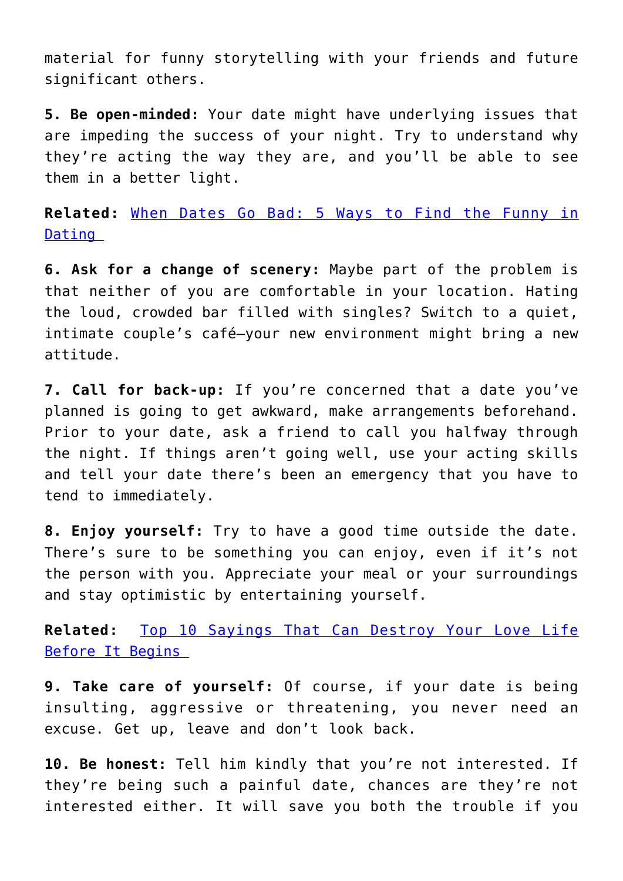material for funny storytelling with your friends and future significant others.

**5. Be open-minded:** Your date might have underlying issues that are impeding the success of your night. Try to understand why they're acting the way they are, and you'll be able to see them in a better light.

**Related:** [When Dates Go Bad: 5 Ways to Find the Funny in Dating]()

**6. Ask for a change of scenery:** Maybe part of the problem is that neither of you are comfortable in your location. Hating the loud, crowded bar filled with singles? Switch to a quiet, intimate couple's café—your new environment might bring a new attitude.

**7. Call for back-up:** If you're concerned that a date you've planned is going to get awkward, make arrangements beforehand. Prior to your date, ask a friend to call you halfway through the night. If things aren't going well, use your acting skills and tell your date there's been an emergency that you have to tend to immediately.

**8. Enjoy yourself:** Try to have a good time outside the date. There's sure to be something you can enjoy, even if it's not the person with you. Appreciate your meal or your surroundings and stay optimistic by entertaining yourself.

**Related:** [Top 10 Sayings That Can Destroy Your Love Life Before It Begins]()

**9. Take care of yourself:** Of course, if your date is being insulting, aggressive or threatening, you never need an excuse. Get up, leave and don't look back.

**10. Be honest:** Tell him kindly that you're not interested. If they're being such a painful date, chances are they're not interested either. It will save you both the trouble if you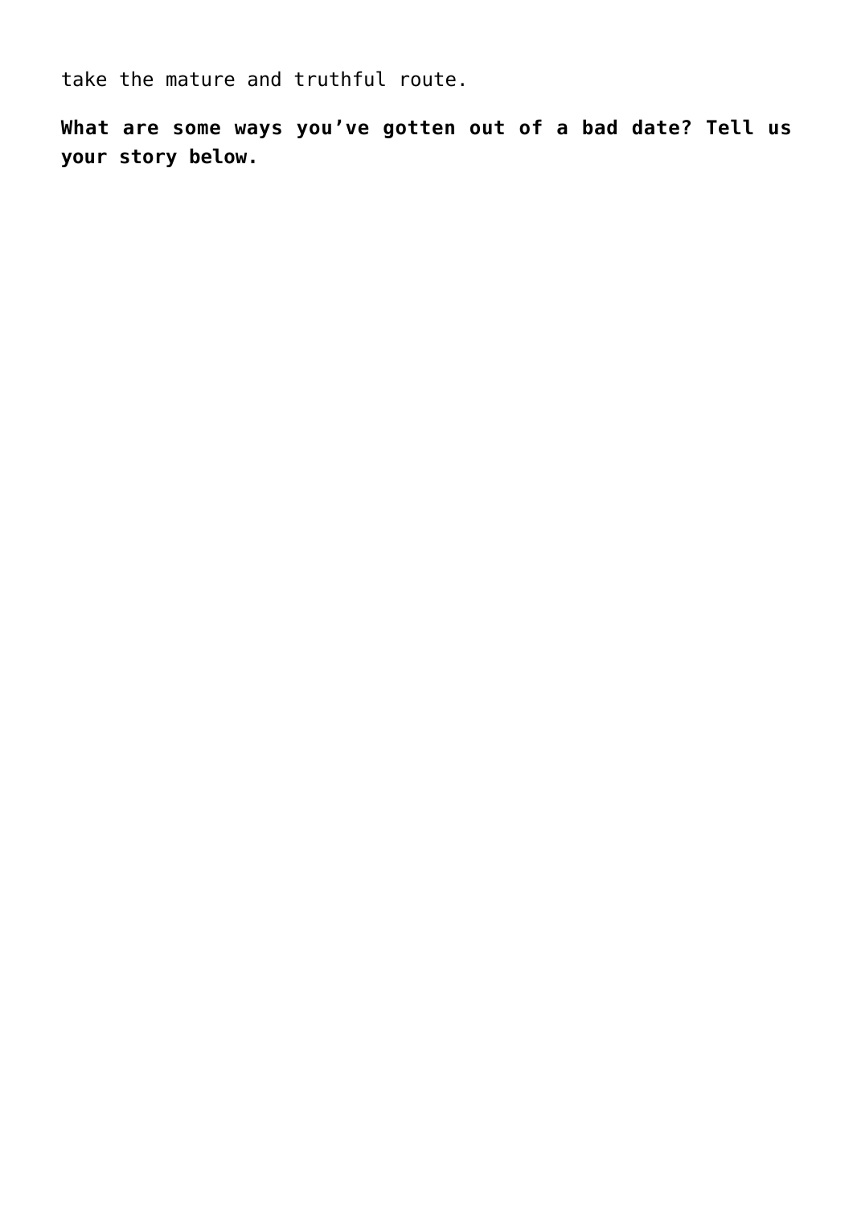take the mature and truthful route.

**What are some ways you've gotten out of a bad date? Tell us your story below.**